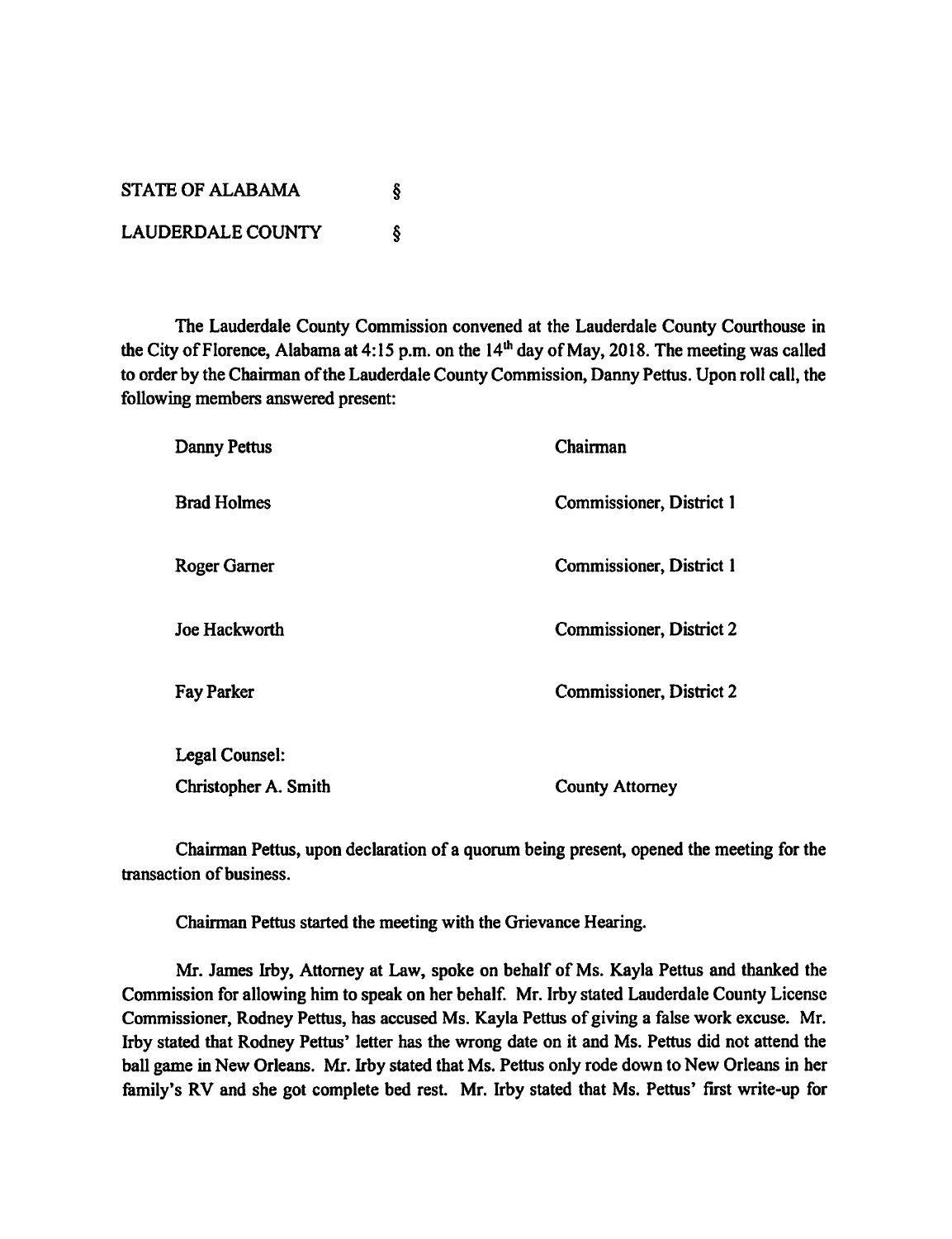STATE OF ALABAMA §

LAUDERDALE COUNTY §

The Lauderdale County Commission convened at the Lauderdale County Courthouse in the City of Florence, Alabama at 4:15 p.m. on the 14th day of May, 2018. The meeting was called to order by the Chairman of the Lauderdale County Commission, Danny Pettus. Upon roll call, the following members answered present:

| | |
|---|---|
| Danny Pettus | Chairman |
| Brad Holmes | Commissioner, District 1 |
| Roger Garner | Commissioner, District 1 |
| Joe Hackworth | Commissioner, District 2 |
| Fay Parker | Commissioner, District 2 |
| Legal Counsel: | |
| Christopher A. Smith | County Attorney |

Chairman Pettus, upon declaration of a quorum being present, opened the meeting for the transaction of business.

Chairman Pettus started the meeting with the Grievance Hearing.

Mr. James Irby, Attorney at Law, spoke on behalf of Ms. Kayla Pettus and thanked the Commission for allowing him to speak on her behalf. Mr. Irby stated Lauderdale County License Commissioner, Rodney Pettus, has accused Ms. Kayla Pettus of giving a false work excuse. Mr. Irby stated that Rodney Pettus' letter has the wrong date on it and Ms. Pettus did not attend the ball game in New Orleans. Mr. Irby stated that Ms. Pettus only rode down to New Orleans in her family's RV and she got complete bed rest. Mr. Irby stated that Ms. Pettus' first write-up for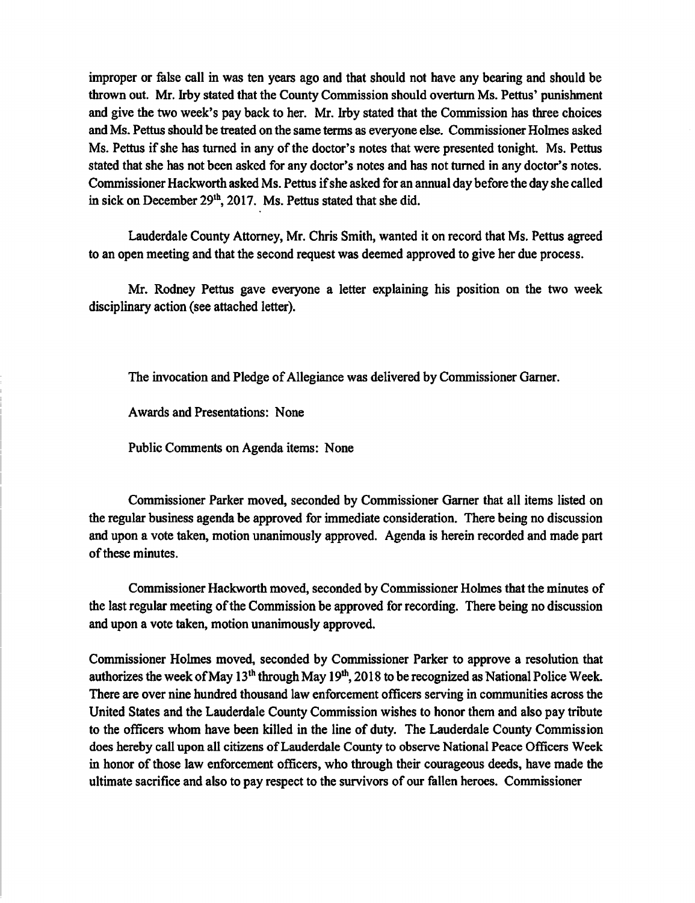improper or false call in was ten years ago and that should not have any bearing and should be thrown out. Mr. Irby stated that the County Commission should overturn Ms. Pettus' punishment and give the two week's pay back to her. Mr. Irby stated that the Commission has three choices and Ms. Pettus should be treated on the same terms as everyone else. Commissioner Holmes asked Ms. Pettus if she has turned in any of the doctor's notes that were presented tonight. Ms. Pettus stated that she has not been asked for any doctor's notes and has not turned in any doctor's notes. Commissioner Hackworth asked Ms. Pettus if she asked for an annual day before the day she called in sick on December 29th, 2017. Ms. Pettus stated that she did.

Lauderdale County Attorney, Mr. Chris Smith, wanted it on record that Ms. Pettus agreed to an open meeting and that the second request was deemed approved to give her due process.

Mr. Rodney Pettus gave everyone a letter explaining his position on the two week disciplinary action (see attached letter).

The invocation and Pledge of Allegiance was delivered by Commissioner Garner.

Awards and Presentations: None

Public Comments on Agenda items: None

Commissioner Parker moved, seconded by Commissioner Garner that all items listed on the regular business agenda be approved for immediate consideration. There being no discussion and upon a vote taken, motion unanimously approved. Agenda is herein recorded and made part of these minutes.

Commissioner Hackworth moved, seconded by Commissioner Holmes that the minutes of the last regular meeting of the Commission be approved for recording. There being no discussion and upon a vote taken, motion unanimously approved.

Commissioner Holmes moved, seconded by Commissioner Parker to approve a resolution that authorizes the week of May 13th through May 19th, 2018 to be recognized as National Police Week. There are over nine hundred thousand law enforcement officers serving in communities across the United States and the Lauderdale County Commission wishes to honor them and also pay tribute to the officers whom have been killed in the line of duty. The Lauderdale County Commission does hereby call upon all citizens of Lauderdale County to observe National Peace Officers Week in honor of those law enforcement officers, who through their courageous deeds, have made the ultimate sacrifice and also to pay respect to the survivors of our fallen heroes. Commissioner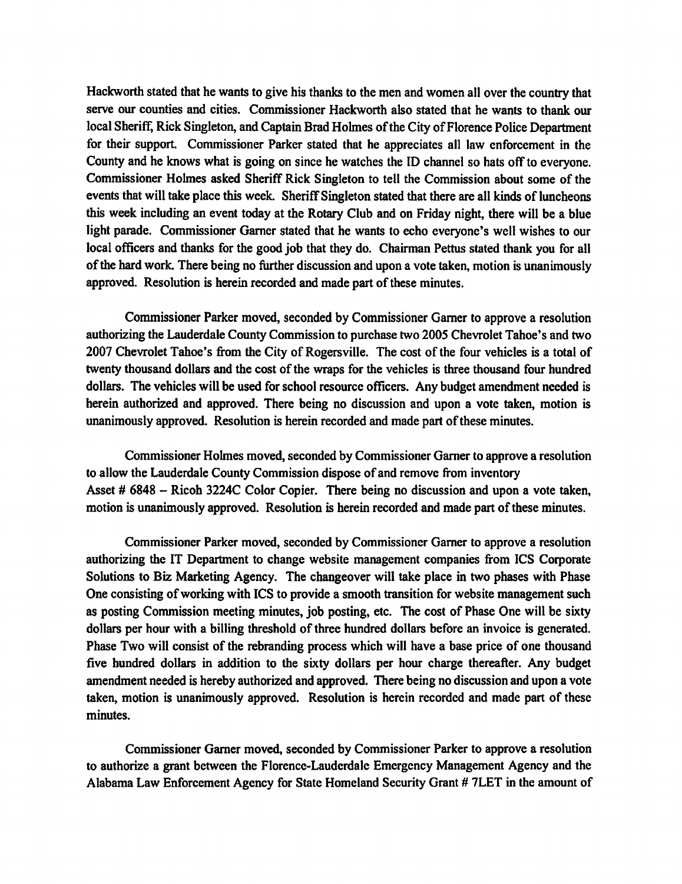Hackworth stated that he wants to give his thanks to the men and women all over the country that serve our counties and cities. Commissioner Hackworth also stated that he wants to thank our local Sheriff, Rick Singleton, and Captain Brad Holmes of the City of Florence Police Department for their support. Commissioner Parker stated that he appreciates all law enforcement in the County and he knows what is going on since he watches the ID channel so hats off to everyone. Commissioner Holmes asked Sheriff Rick Singleton to tell the Commission about some of the events that will take place this week. Sheriff Singleton stated that there are all kinds of luncheons this week including an event today at the Rotary Club and on Friday night, there will be a blue light parade. Commissioner Garner stated that he wants to echo everyone's well wishes to our local officers and thanks for the good job that they do. Chairman Pettus stated thank you for all of the hard work. There being no further discussion and upon a vote taken, motion is unanimously approved. Resolution is herein recorded and made part of these minutes.

Commissioner Parker moved, seconded by Commissioner Garner to approve a resolution authorizing the Lauderdale County Commission to purchase two 2005 Chevrolet Tahoe's and two 2007 Chevrolet Tahoe's from the City of Rogersville. The cost of the four vehicles is a total of twenty thousand dollars and the cost of the wraps for the vehicles is three thousand four hundred dollars. The vehicles will be used for school resource officers. Any budget amendment needed is herein authorized and approved. There being no discussion and upon a vote taken, motion is unanimously approved. Resolution is herein recorded and made part of these minutes.

Commissioner Holmes moved, seconded by Commissioner Garner to approve a resolution to allow the Lauderdale County Commission dispose of and remove from inventory Asset # 6848 – Ricoh 3224C Color Copier. There being no discussion and upon a vote taken, motion is unanimously approved. Resolution is herein recorded and made part of these minutes.

Commissioner Parker moved, seconded by Commissioner Garner to approve a resolution authorizing the IT Department to change website management companies from ICS Corporate Solutions to Biz Marketing Agency. The changeover will take place in two phases with Phase One consisting of working with ICS to provide a smooth transition for website management such as posting Commission meeting minutes, job posting, etc. The cost of Phase One will be sixty dollars per hour with a billing threshold of three hundred dollars before an invoice is generated. Phase Two will consist of the rebranding process which will have a base price of one thousand five hundred dollars in addition to the sixty dollars per hour charge thereafter. Any budget amendment needed is hereby authorized and approved. There being no discussion and upon a vote taken, motion is unanimously approved. Resolution is herein recorded and made part of these minutes.

Commissioner Garner moved, seconded by Commissioner Parker to approve a resolution to authorize a grant between the Florence-Lauderdale Emergency Management Agency and the Alabama Law Enforcement Agency for State Homeland Security Grant # 7LET in the amount of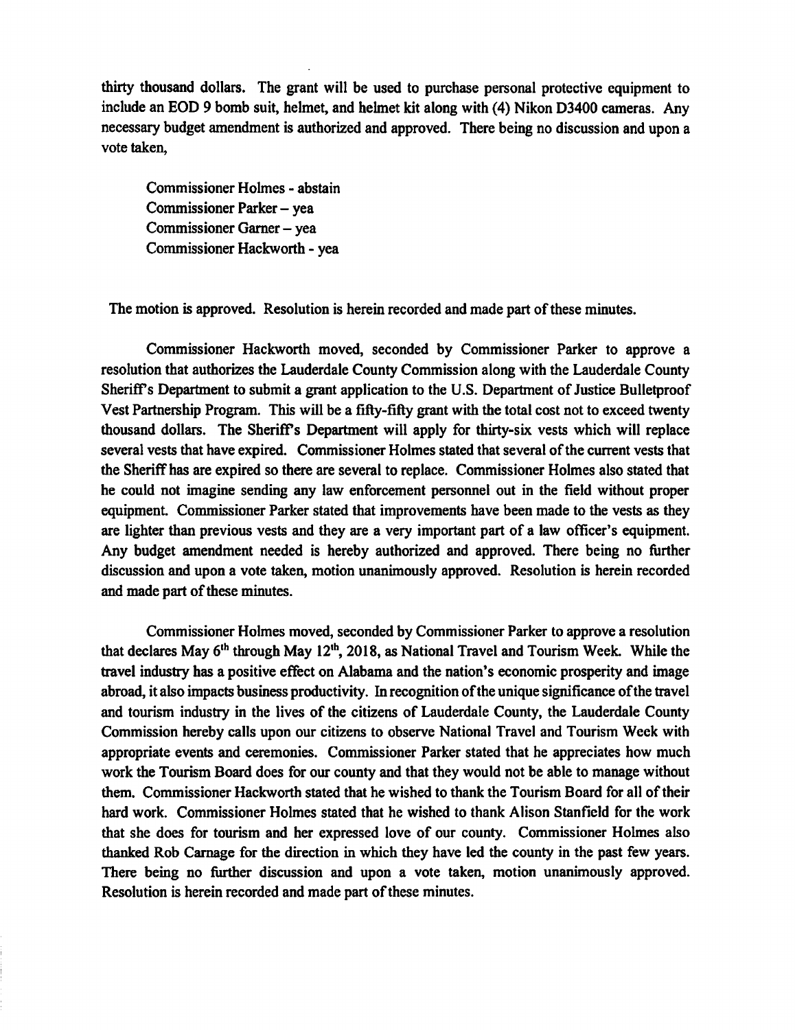thirty thousand dollars. The grant will be used to purchase personal protective equipment to include an EOD 9 bomb suit, helmet, and helmet kit along with (4) Nikon D3400 cameras. Any necessary budget amendment is authorized and approved. There being no discussion and upon a vote taken,

Commissioner Holmes - abstain
Commissioner Parker – yea
Commissioner Garner – yea
Commissioner Hackworth - yea

The motion is approved. Resolution is herein recorded and made part of these minutes.

Commissioner Hackworth moved, seconded by Commissioner Parker to approve a resolution that authorizes the Lauderdale County Commission along with the Lauderdale County Sheriff's Department to submit a grant application to the U.S. Department of Justice Bulletproof Vest Partnership Program. This will be a fifty-fifty grant with the total cost not to exceed twenty thousand dollars. The Sheriff's Department will apply for thirty-six vests which will replace several vests that have expired. Commissioner Holmes stated that several of the current vests that the Sheriff has are expired so there are several to replace. Commissioner Holmes also stated that he could not imagine sending any law enforcement personnel out in the field without proper equipment. Commissioner Parker stated that improvements have been made to the vests as they are lighter than previous vests and they are a very important part of a law officer's equipment. Any budget amendment needed is hereby authorized and approved. There being no further discussion and upon a vote taken, motion unanimously approved. Resolution is herein recorded and made part of these minutes.

Commissioner Holmes moved, seconded by Commissioner Parker to approve a resolution that declares May 6th through May 12th, 2018, as National Travel and Tourism Week. While the travel industry has a positive effect on Alabama and the nation's economic prosperity and image abroad, it also impacts business productivity. In recognition of the unique significance of the travel and tourism industry in the lives of the citizens of Lauderdale County, the Lauderdale County Commission hereby calls upon our citizens to observe National Travel and Tourism Week with appropriate events and ceremonies. Commissioner Parker stated that he appreciates how much work the Tourism Board does for our county and that they would not be able to manage without them. Commissioner Hackworth stated that he wished to thank the Tourism Board for all of their hard work. Commissioner Holmes stated that he wished to thank Alison Stanfield for the work that she does for tourism and her expressed love of our county. Commissioner Holmes also thanked Rob Carnage for the direction in which they have led the county in the past few years. There being no further discussion and upon a vote taken, motion unanimously approved. Resolution is herein recorded and made part of these minutes.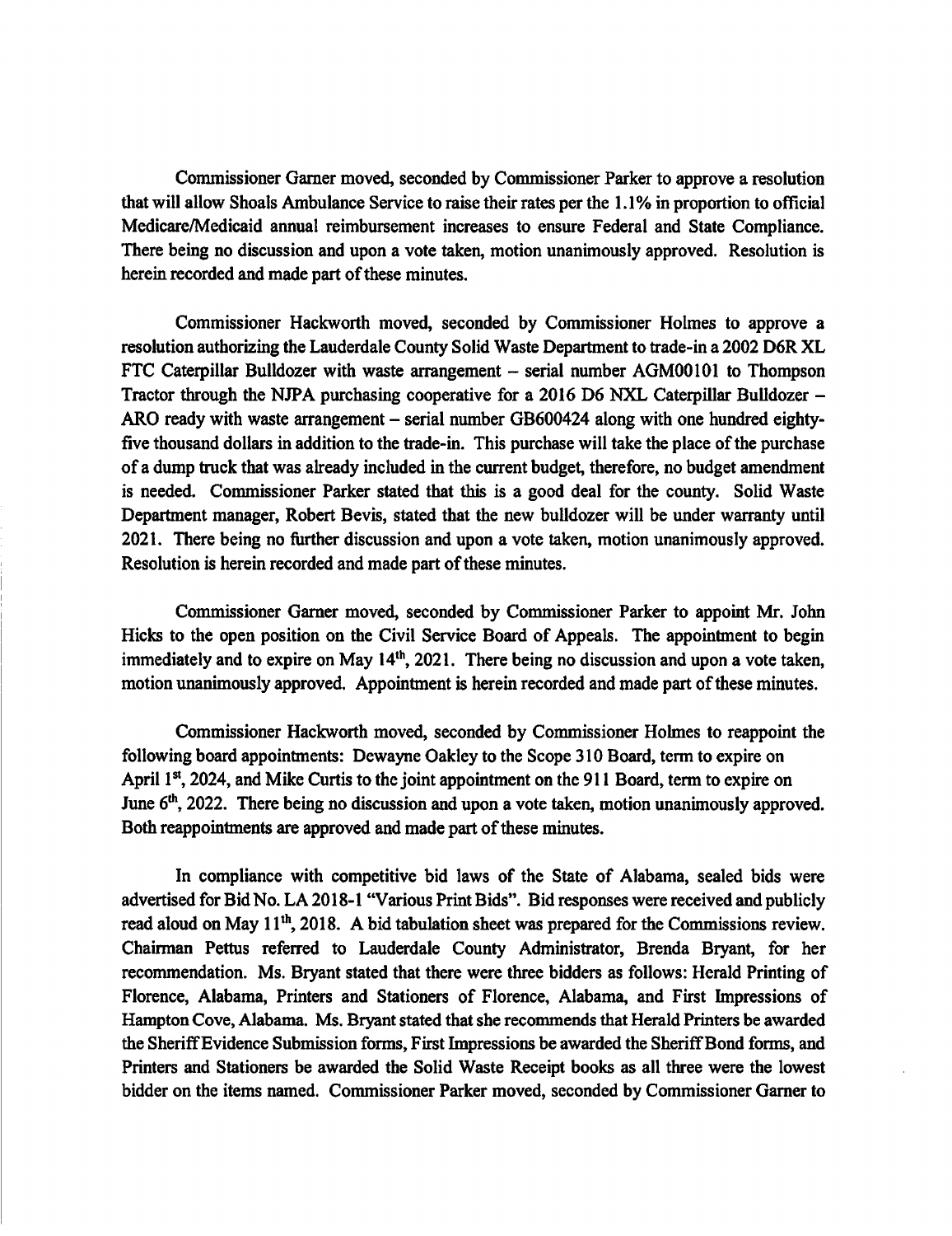Commissioner Garner moved, seconded by Commissioner Parker to approve a resolution that will allow Shoals Ambulance Service to raise their rates per the 1.1% in proportion to official Medicare/Medicaid annual reimbursement increases to ensure Federal and State Compliance. There being no discussion and upon a vote taken, motion unanimously approved. Resolution is herein recorded and made part of these minutes.

Commissioner Hackworth moved, seconded by Commissioner Holmes to approve a resolution authorizing the Lauderdale County Solid Waste Department to trade-in a 2002 D6R XL FTC Caterpillar Bulldozer with waste arrangement – serial number AGM00101 to Thompson Tractor through the NJPA purchasing cooperative for a 2016 D6 NXL Caterpillar Bulldozer – ARO ready with waste arrangement – serial number GB600424 along with one hundred eighty-five thousand dollars in addition to the trade-in. This purchase will take the place of the purchase of a dump truck that was already included in the current budget, therefore, no budget amendment is needed. Commissioner Parker stated that this is a good deal for the county. Solid Waste Department manager, Robert Bevis, stated that the new bulldozer will be under warranty until 2021. There being no further discussion and upon a vote taken, motion unanimously approved. Resolution is herein recorded and made part of these minutes.

Commissioner Garner moved, seconded by Commissioner Parker to appoint Mr. John Hicks to the open position on the Civil Service Board of Appeals. The appointment to begin immediately and to expire on May 14th, 2021. There being no discussion and upon a vote taken, motion unanimously approved. Appointment is herein recorded and made part of these minutes.

Commissioner Hackworth moved, seconded by Commissioner Holmes to reappoint the following board appointments: Dewayne Oakley to the Scope 310 Board, term to expire on April 1st, 2024, and Mike Curtis to the joint appointment on the 911 Board, term to expire on June 6th, 2022. There being no discussion and upon a vote taken, motion unanimously approved. Both reappointments are approved and made part of these minutes.

In compliance with competitive bid laws of the State of Alabama, sealed bids were advertised for Bid No. LA 2018-1 "Various Print Bids". Bid responses were received and publicly read aloud on May 11th, 2018. A bid tabulation sheet was prepared for the Commissions review. Chairman Pettus referred to Lauderdale County Administrator, Brenda Bryant, for her recommendation. Ms. Bryant stated that there were three bidders as follows: Herald Printing of Florence, Alabama, Printers and Stationers of Florence, Alabama, and First Impressions of Hampton Cove, Alabama. Ms. Bryant stated that she recommends that Herald Printers be awarded the Sheriff Evidence Submission forms, First Impressions be awarded the Sheriff Bond forms, and Printers and Stationers be awarded the Solid Waste Receipt books as all three were the lowest bidder on the items named. Commissioner Parker moved, seconded by Commissioner Garner to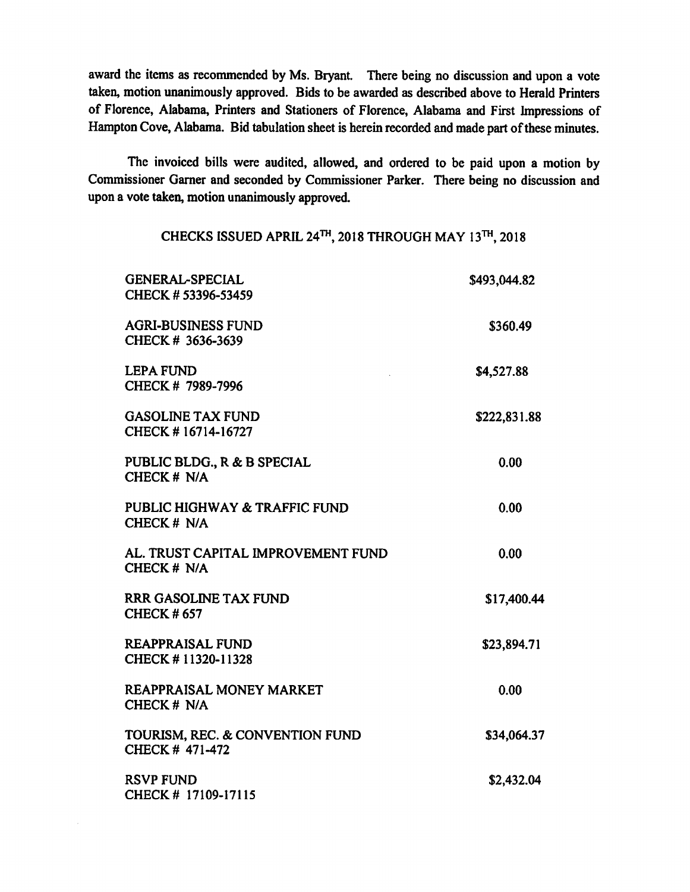award the items as recommended by Ms. Bryant. There being no discussion and upon a vote taken, motion unanimously approved. Bids to be awarded as described above to Herald Printers of Florence, Alabama, Printers and Stationers of Florence, Alabama and First Impressions of Hampton Cove, Alabama. Bid tabulation sheet is herein recorded and made part of these minutes.

The invoiced bills were audited, allowed, and ordered to be paid upon a motion by Commissioner Garner and seconded by Commissioner Parker. There being no discussion and upon a vote taken, motion unanimously approved.

CHECKS ISSUED APRIL 24TH, 2018 THROUGH MAY 13TH, 2018

| Fund | Amount |
|---|---|
| GENERAL-SPECIAL<br>CHECK # 53396-53459 | $493,044.82 |
| AGRI-BUSINESS FUND<br>CHECK # 3636-3639 | $360.49 |
| LEPA FUND<br>CHECK # 7989-7996 | $4,527.88 |
| GASOLINE TAX FUND<br>CHECK # 16714-16727 | $222,831.88 |
| PUBLIC BLDG., R & B SPECIAL<br>CHECK # N/A | 0.00 |
| PUBLIC HIGHWAY & TRAFFIC FUND<br>CHECK # N/A | 0.00 |
| AL. TRUST CAPITAL IMPROVEMENT FUND<br>CHECK # N/A | 0.00 |
| RRR GASOLINE TAX FUND<br>CHECK # 657 | $17,400.44 |
| REAPPRAISAL FUND<br>CHECK # 11320-11328 | $23,894.71 |
| REAPPRAISAL MONEY MARKET<br>CHECK # N/A | 0.00 |
| TOURISM, REC. & CONVENTION FUND<br>CHECK # 471-472 | $34,064.37 |
| RSVP FUND<br>CHECK # 17109-17115 | $2,432.04 |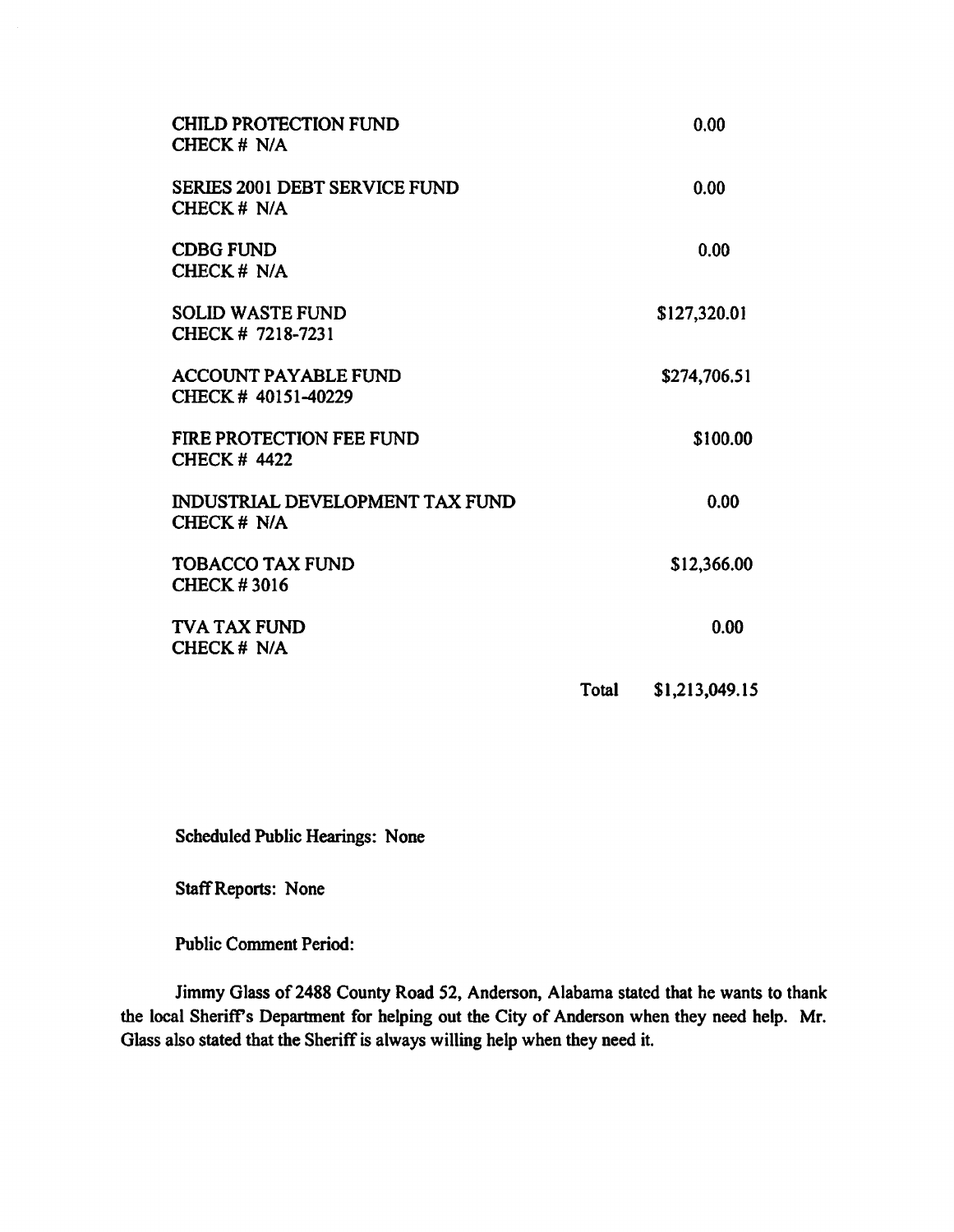| | |
|---|---|
| CHILD PROTECTION FUND<br>CHECK # N/A | 0.00 |
| SERIES 2001 DEBT SERVICE FUND<br>CHECK # N/A | 0.00 |
| CDBG FUND<br>CHECK # N/A | 0.00 |
| SOLID WASTE FUND<br>CHECK # 7218-7231 | $127,320.01 |
| ACCOUNT PAYABLE FUND<br>CHECK # 40151-40229 | $274,706.51 |
| FIRE PROTECTION FEE FUND<br>CHECK # 4422 | $100.00 |
| INDUSTRIAL DEVELOPMENT TAX FUND<br>CHECK # N/A | 0.00 |
| TOBACCO TAX FUND<br>CHECK # 3016 | $12,366.00 |
| TVA TAX FUND<br>CHECK # N/A | 0.00 |
| Total | $1,213,049.15 |

Scheduled Public Hearings: None

Staff Reports: None

Public Comment Period:

Jimmy Glass of 2488 County Road 52, Anderson, Alabama stated that he wants to thank the local Sheriff's Department for helping out the City of Anderson when they need help. Mr. Glass also stated that the Sheriff is always willing help when they need it.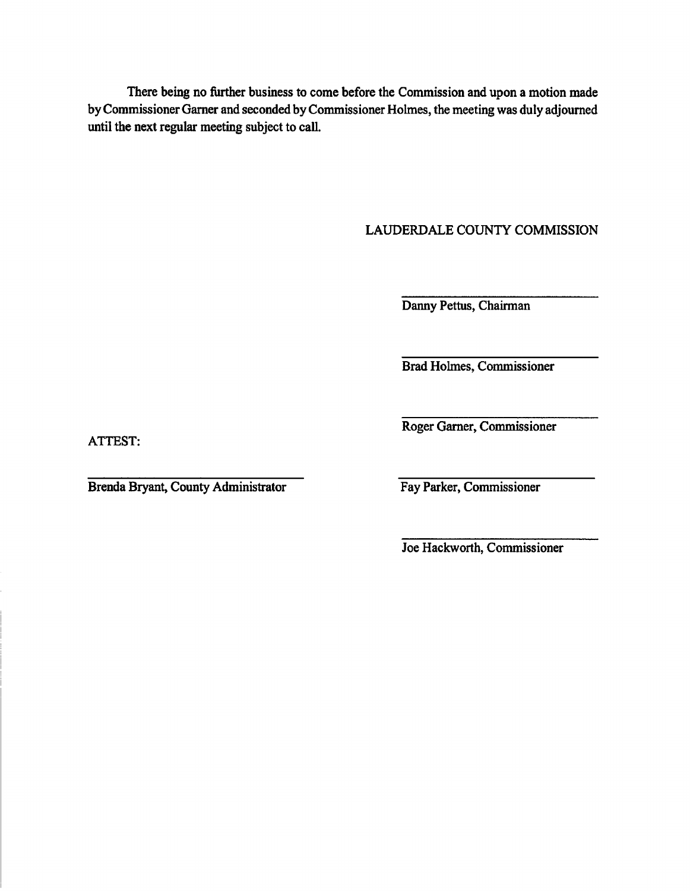There being no further business to come before the Commission and upon a motion made by Commissioner Garner and seconded by Commissioner Holmes, the meeting was duly adjourned until the next regular meeting subject to call.

LAUDERDALE COUNTY COMMISSION

\_\_\_\_\_\_\_\_\_\_\_\_\_\_\_\_\_\_\_\_\_\_\_\_\_\_\_\_
Danny Pettus, Chairman

\_\_\_\_\_\_\_\_\_\_\_\_\_\_\_\_\_\_\_\_\_\_\_\_\_\_\_\_
Brad Holmes, Commissioner

\_\_\_\_\_\_\_\_\_\_\_\_\_\_\_\_\_\_\_\_\_\_\_\_\_\_\_\_
Roger Garner, Commissioner

ATTEST:

\_\_\_\_\_\_\_\_\_\_\_\_\_\_\_\_\_\_\_\_\_\_\_\_\_\_\_\_
Brenda Bryant, County Administrator

\_\_\_\_\_\_\_\_\_\_\_\_\_\_\_\_\_\_\_\_\_\_\_\_\_\_\_\_
Fay Parker, Commissioner

\_\_\_\_\_\_\_\_\_\_\_\_\_\_\_\_\_\_\_\_\_\_\_\_\_\_\_\_
Joe Hackworth, Commissioner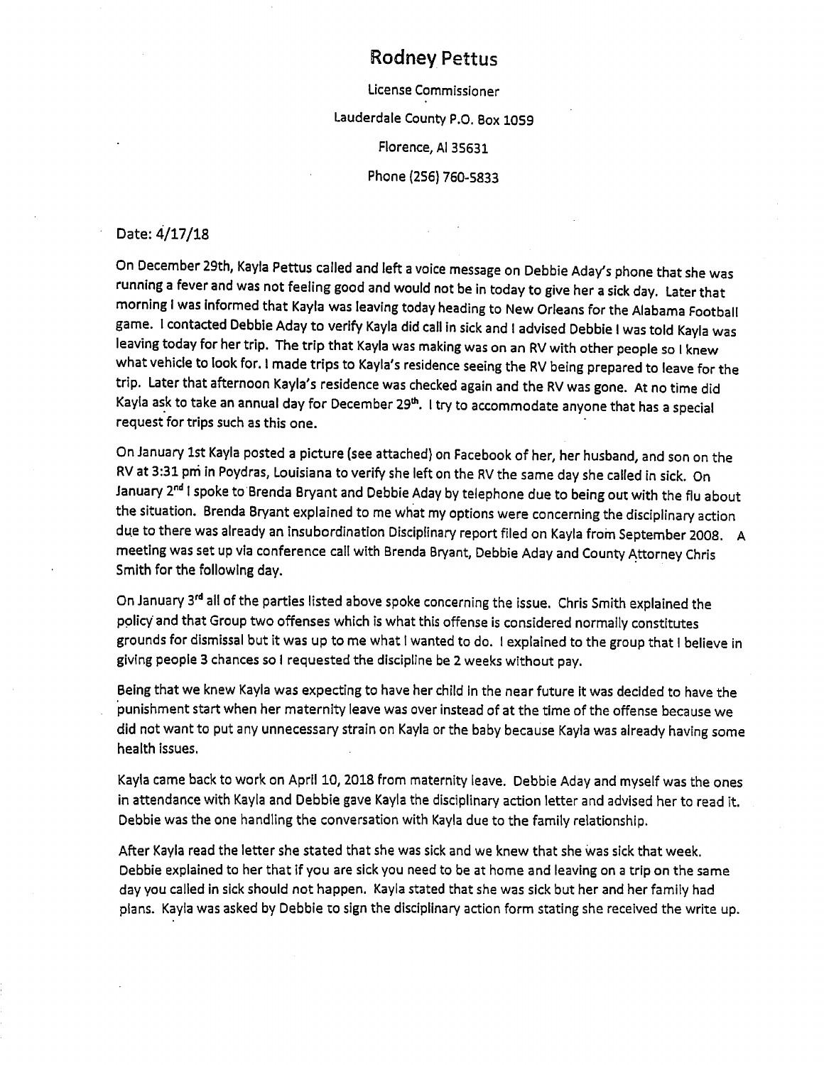# Rodney Pettus

License Commissioner

Lauderdale County P.O. Box 1059

Florence, Al 35631

Phone (256) 760-5833

Date: 4/17/18

On December 29th, Kayla Pettus called and left a voice message on Debbie Aday's phone that she was running a fever and was not feeling good and would not be in today to give her a sick day. Later that morning I was informed that Kayla was leaving today heading to New Orleans for the Alabama Football game. I contacted Debbie Aday to verify Kayla did call in sick and I advised Debbie I was told Kayla was leaving today for her trip. The trip that Kayla was making was on an RV with other people so I knew what vehicle to look for. I made trips to Kayla's residence seeing the RV being prepared to leave for the trip. Later that afternoon Kayla's residence was checked again and the RV was gone. At no time did Kayla ask to take an annual day for December 29th. I try to accommodate anyone that has a special request for trips such as this one.

On January 1st Kayla posted a picture (see attached) on Facebook of her, her husband, and son on the RV at 3:31 pm in Poydras, Louisiana to verify she left on the RV the same day she called in sick. On January 2nd I spoke to Brenda Bryant and Debbie Aday by telephone due to being out with the flu about the situation. Brenda Bryant explained to me what my options were concerning the disciplinary action due to there was already an insubordination Disciplinary report filed on Kayla from September 2008. A meeting was set up via conference call with Brenda Bryant, Debbie Aday and County Attorney Chris Smith for the following day.

On January 3rd all of the parties listed above spoke concerning the issue. Chris Smith explained the policy and that Group two offenses which is what this offense is considered normally constitutes grounds for dismissal but it was up to me what I wanted to do. I explained to the group that I believe in giving people 3 chances so I requested the discipline be 2 weeks without pay.

Being that we knew Kayla was expecting to have her child in the near future it was decided to have the punishment start when her maternity leave was over instead of at the time of the offense because we did not want to put any unnecessary strain on Kayla or the baby because Kayla was already having some health issues.

Kayla came back to work on April 10, 2018 from maternity leave. Debbie Aday and myself was the ones in attendance with Kayla and Debbie gave Kayla the disciplinary action letter and advised her to read it. Debbie was the one handling the conversation with Kayla due to the family relationship.

After Kayla read the letter she stated that she was sick and we knew that she was sick that week. Debbie explained to her that if you are sick you need to be at home and leaving on a trip on the same day you called in sick should not happen. Kayla stated that she was sick but her and her family had plans. Kayla was asked by Debbie to sign the disciplinary action form stating she received the write up.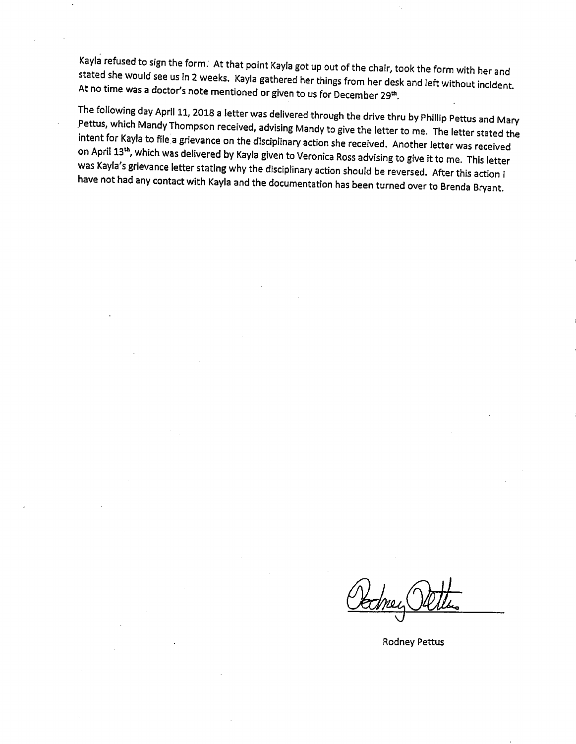Kayla refused to sign the form. At that point Kayla got up out of the chair, took the form with her and stated she would see us in 2 weeks. Kayla gathered her things from her desk and left without incident. At no time was a doctor's note mentioned or given to us for December 29th.

The following day April 11, 2018 a letter was delivered through the drive thru by Phillip Pettus and Mary Pettus, which Mandy Thompson received, advising Mandy to give the letter to me. The letter stated the intent for Kayla to file a grievance on the disciplinary action she received. Another letter was received on April 13th, which was delivered by Kayla given to Veronica Ross advising to give it to me. This letter was Kayla's grievance letter stating why the disciplinary action should be reversed. After this action I have not had any contact with Kayla and the documentation has been turned over to Brenda Bryant.

Rodney Pettus